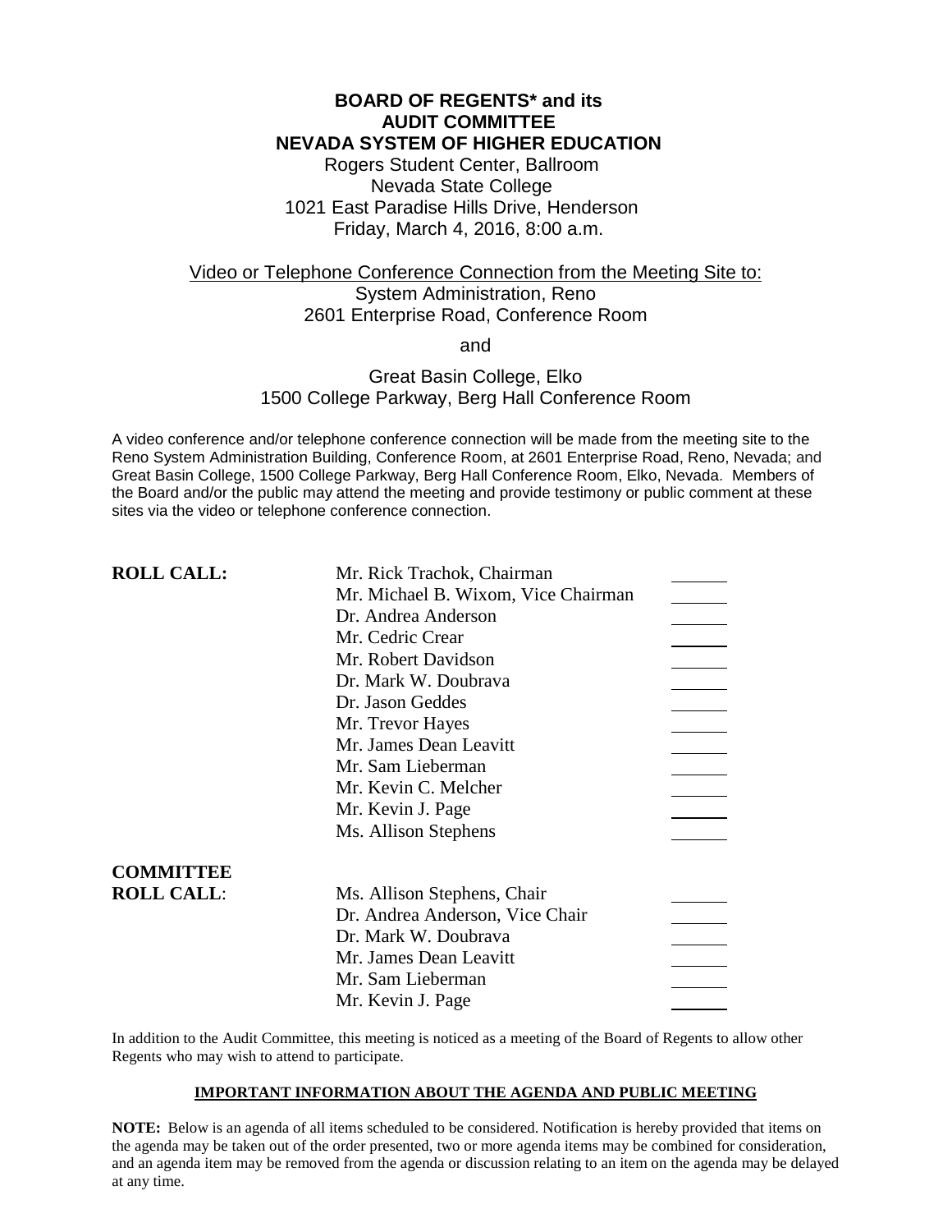# BOARD OF REGENTS* and its AUDIT COMMITTEE NEVADA SYSTEM OF HIGHER EDUCATION

Rogers Student Center, Ballroom
Nevada State College
1021 East Paradise Hills Drive, Henderson
Friday, March 4, 2016, 8:00 a.m.

Video or Telephone Conference Connection from the Meeting Site to:
System Administration, Reno
2601 Enterprise Road, Conference Room

and

Great Basin College, Elko
1500 College Parkway, Berg Hall Conference Room

A video conference and/or telephone conference connection will be made from the meeting site to the Reno System Administration Building, Conference Room, at 2601 Enterprise Road, Reno, Nevada; and Great Basin College, 1500 College Parkway, Berg Hall Conference Room, Elko, Nevada. Members of the Board and/or the public may attend the meeting and provide testimony or public comment at these sites via the video or telephone conference connection.

**ROLL CALL:**

| | |
|---|---|
| Mr. Rick Trachok, Chairman | ______ |
| Mr. Michael B. Wixom, Vice Chairman | ______ |
| Dr. Andrea Anderson | ______ |
| Mr. Cedric Crear | ______ |
| Mr. Robert Davidson | ______ |
| Dr. Mark W. Doubrava | ______ |
| Dr. Jason Geddes | ______ |
| Mr. Trevor Hayes | ______ |
| Mr. James Dean Leavitt | ______ |
| Mr. Sam Lieberman | ______ |
| Mr. Kevin C. Melcher | ______ |
| Mr. Kevin J. Page | ______ |
| Ms. Allison Stephens | ______ |

**COMMITTEE ROLL CALL:**

| | |
|---|---|
| Ms. Allison Stephens, Chair | ______ |
| Dr. Andrea Anderson, Vice Chair | ______ |
| Dr. Mark W. Doubrava | ______ |
| Mr. James Dean Leavitt | ______ |
| Mr. Sam Lieberman | ______ |
| Mr. Kevin J. Page | ______ |

In addition to the Audit Committee, this meeting is noticed as a meeting of the Board of Regents to allow other Regents who may wish to attend to participate.

**IMPORTANT INFORMATION ABOUT THE AGENDA AND PUBLIC MEETING**

**NOTE:** Below is an agenda of all items scheduled to be considered. Notification is hereby provided that items on the agenda may be taken out of the order presented, two or more agenda items may be combined for consideration, and an agenda item may be removed from the agenda or discussion relating to an item on the agenda may be delayed at any time.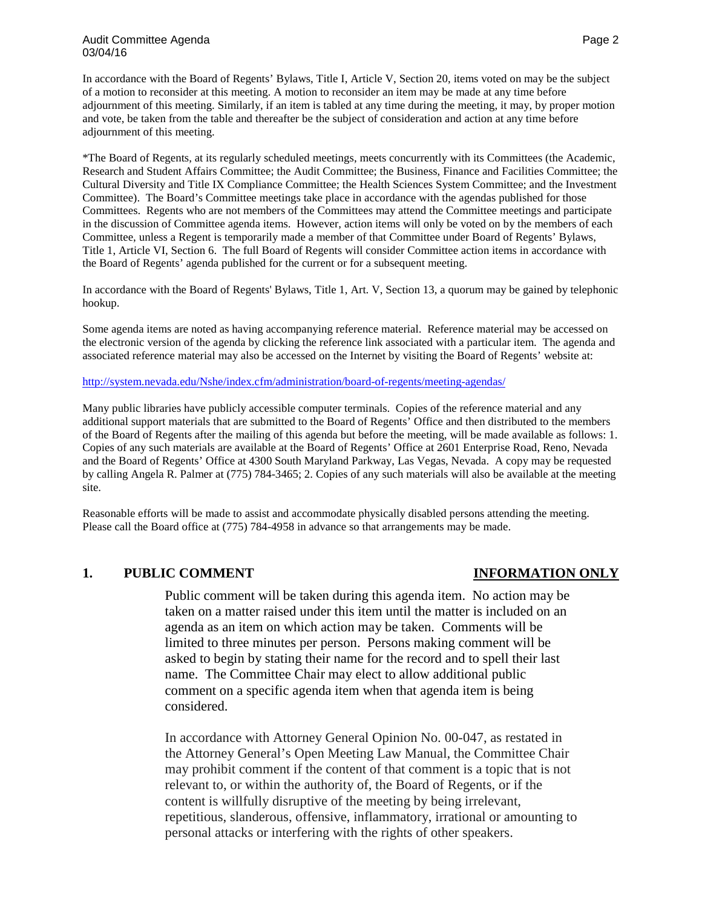In accordance with the Board of Regents' Bylaws, Title I, Article V, Section 20, items voted on may be the subject of a motion to reconsider at this meeting. A motion to reconsider an item may be made at any time before adjournment of this meeting. Similarly, if an item is tabled at any time during the meeting, it may, by proper motion and vote, be taken from the table and thereafter be the subject of consideration and action at any time before adjournment of this meeting.

*The Board of Regents, at its regularly scheduled meetings, meets concurrently with its Committees (the Academic, Research and Student Affairs Committee; the Audit Committee; the Business, Finance and Facilities Committee; the Cultural Diversity and Title IX Compliance Committee; the Health Sciences System Committee; and the Investment Committee). The Board's Committee meetings take place in accordance with the agendas published for those Committees. Regents who are not members of the Committees may attend the Committee meetings and participate in the discussion of Committee agenda items. However, action items will only be voted on by the members of each Committee, unless a Regent is temporarily made a member of that Committee under Board of Regents' Bylaws, Title 1, Article VI, Section 6. The full Board of Regents will consider Committee action items in accordance with the Board of Regents' agenda published for the current or for a subsequent meeting.

In accordance with the Board of Regents' Bylaws, Title 1, Art. V, Section 13, a quorum may be gained by telephonic hookup.

Some agenda items are noted as having accompanying reference material. Reference material may be accessed on the electronic version of the agenda by clicking the reference link associated with a particular item. The agenda and associated reference material may also be accessed on the Internet by visiting the Board of Regents' website at:

http://system.nevada.edu/Nshe/index.cfm/administration/board-of-regents/meeting-agendas/

Many public libraries have publicly accessible computer terminals. Copies of the reference material and any additional support materials that are submitted to the Board of Regents' Office and then distributed to the members of the Board of Regents after the mailing of this agenda but before the meeting, will be made available as follows: 1. Copies of any such materials are available at the Board of Regents' Office at 2601 Enterprise Road, Reno, Nevada and the Board of Regents' Office at 4300 South Maryland Parkway, Las Vegas, Nevada. A copy may be requested by calling Angela R. Palmer at (775) 784-3465; 2. Copies of any such materials will also be available at the meeting site.

Reasonable efforts will be made to assist and accommodate physically disabled persons attending the meeting. Please call the Board office at (775) 784-4958 in advance so that arrangements may be made.

## 1. PUBLIC COMMENT — INFORMATION ONLY

Public comment will be taken during this agenda item. No action may be taken on a matter raised under this item until the matter is included on an agenda as an item on which action may be taken. Comments will be limited to three minutes per person. Persons making comment will be asked to begin by stating their name for the record and to spell their last name. The Committee Chair may elect to allow additional public comment on a specific agenda item when that agenda item is being considered.

In accordance with Attorney General Opinion No. 00-047, as restated in the Attorney General's Open Meeting Law Manual, the Committee Chair may prohibit comment if the content of that comment is a topic that is not relevant to, or within the authority of, the Board of Regents, or if the content is willfully disruptive of the meeting by being irrelevant, repetitious, slanderous, offensive, inflammatory, irrational or amounting to personal attacks or interfering with the rights of other speakers.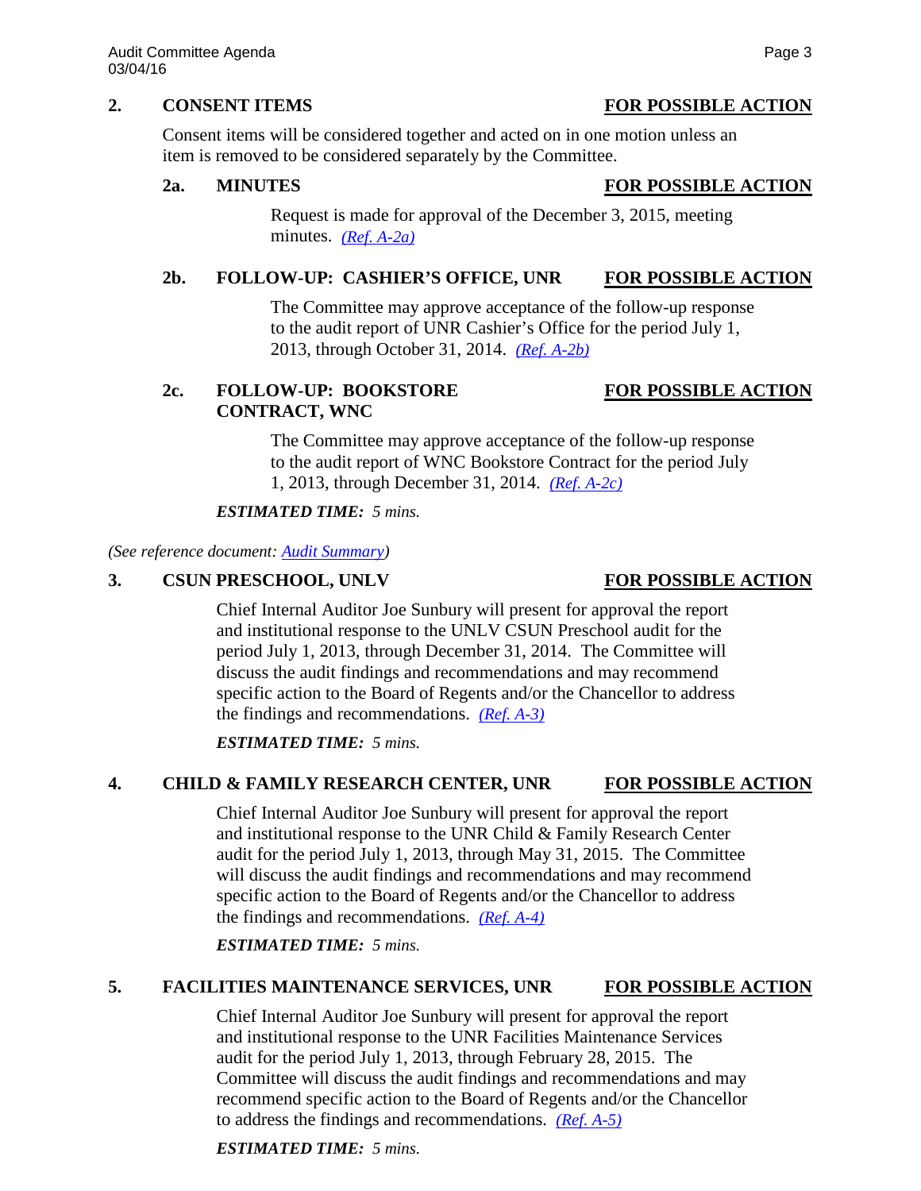## 2. CONSENT ITEMS — **FOR POSSIBLE ACTION**

Consent items will be considered together and acted on in one motion unless an item is removed to be considered separately by the Committee.

### 2a. MINUTES — **FOR POSSIBLE ACTION**

Request is made for approval of the December 3, 2015, meeting minutes. *(Ref. A-2a)*

### 2b. FOLLOW-UP: CASHIER'S OFFICE, UNR — **FOR POSSIBLE ACTION**

The Committee may approve acceptance of the follow-up response to the audit report of UNR Cashier's Office for the period July 1, 2013, through October 31, 2014. *(Ref. A-2b)*

### 2c. FOLLOW-UP: BOOKSTORE CONTRACT, WNC — **FOR POSSIBLE ACTION**

The Committee may approve acceptance of the follow-up response to the audit report of WNC Bookstore Contract for the period July 1, 2013, through December 31, 2014. *(Ref. A-2c)*

***ESTIMATED TIME:*** *5 mins.*

*(See reference document: Audit Summary)*

## 3. CSUN PRESCHOOL, UNLV — **FOR POSSIBLE ACTION**

Chief Internal Auditor Joe Sunbury will present for approval the report and institutional response to the UNLV CSUN Preschool audit for the period July 1, 2013, through December 31, 2014. The Committee will discuss the audit findings and recommendations and may recommend specific action to the Board of Regents and/or the Chancellor to address the findings and recommendations. *(Ref. A-3)*

***ESTIMATED TIME:*** *5 mins.*

## 4. CHILD & FAMILY RESEARCH CENTER, UNR — **FOR POSSIBLE ACTION**

Chief Internal Auditor Joe Sunbury will present for approval the report and institutional response to the UNR Child & Family Research Center audit for the period July 1, 2013, through May 31, 2015. The Committee will discuss the audit findings and recommendations and may recommend specific action to the Board of Regents and/or the Chancellor to address the findings and recommendations. *(Ref. A-4)*

***ESTIMATED TIME:*** *5 mins.*

## 5. FACILITIES MAINTENANCE SERVICES, UNR — **FOR POSSIBLE ACTION**

Chief Internal Auditor Joe Sunbury will present for approval the report and institutional response to the UNR Facilities Maintenance Services audit for the period July 1, 2013, through February 28, 2015. The Committee will discuss the audit findings and recommendations and may recommend specific action to the Board of Regents and/or the Chancellor to address the findings and recommendations. *(Ref. A-5)*

***ESTIMATED TIME:*** *5 mins.*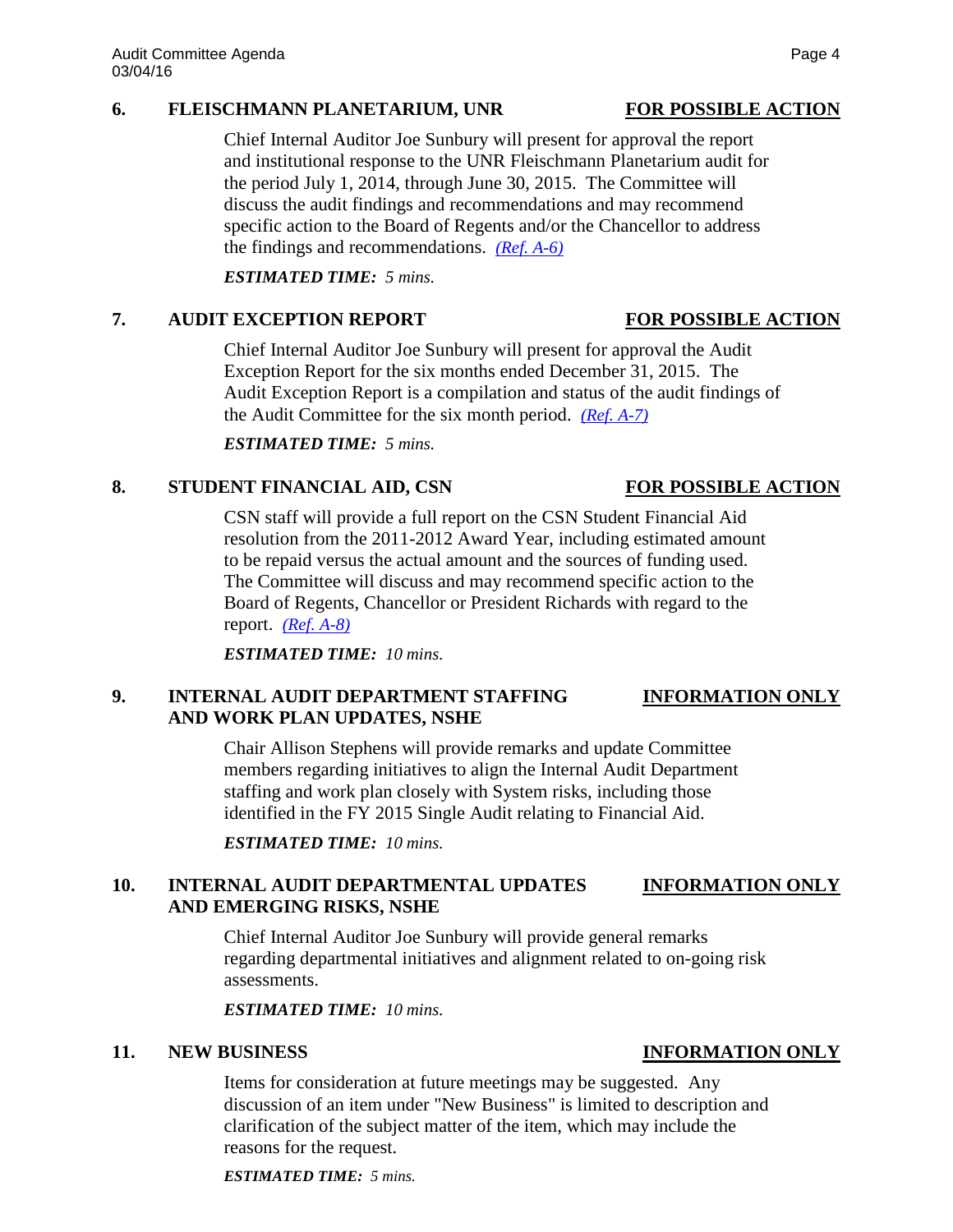## 6. FLEISCHMANN PLANETARIUM, UNR — FOR POSSIBLE ACTION

Chief Internal Auditor Joe Sunbury will present for approval the report and institutional response to the UNR Fleischmann Planetarium audit for the period July 1, 2014, through June 30, 2015. The Committee will discuss the audit findings and recommendations and may recommend specific action to the Board of Regents and/or the Chancellor to address the findings and recommendations. *(Ref. A-6)*

***ESTIMATED TIME:*** *5 mins.*

## 7. AUDIT EXCEPTION REPORT — FOR POSSIBLE ACTION

Chief Internal Auditor Joe Sunbury will present for approval the Audit Exception Report for the six months ended December 31, 2015. The Audit Exception Report is a compilation and status of the audit findings of the Audit Committee for the six month period. *(Ref. A-7)*

***ESTIMATED TIME:*** *5 mins.*

## 8. STUDENT FINANCIAL AID, CSN — FOR POSSIBLE ACTION

CSN staff will provide a full report on the CSN Student Financial Aid resolution from the 2011-2012 Award Year, including estimated amount to be repaid versus the actual amount and the sources of funding used. The Committee will discuss and may recommend specific action to the Board of Regents, Chancellor or President Richards with regard to the report. *(Ref. A-8)*

***ESTIMATED TIME:*** *10 mins.*

## 9. INTERNAL AUDIT DEPARTMENT STAFFING AND WORK PLAN UPDATES, NSHE — INFORMATION ONLY

Chair Allison Stephens will provide remarks and update Committee members regarding initiatives to align the Internal Audit Department staffing and work plan closely with System risks, including those identified in the FY 2015 Single Audit relating to Financial Aid.

***ESTIMATED TIME:*** *10 mins.*

## 10. INTERNAL AUDIT DEPARTMENTAL UPDATES AND EMERGING RISKS, NSHE — INFORMATION ONLY

Chief Internal Auditor Joe Sunbury will provide general remarks regarding departmental initiatives and alignment related to on-going risk assessments.

***ESTIMATED TIME:*** *10 mins.*

## 11. NEW BUSINESS — INFORMATION ONLY

Items for consideration at future meetings may be suggested. Any discussion of an item under "New Business" is limited to description and clarification of the subject matter of the item, which may include the reasons for the request.

***ESTIMATED TIME:*** *5 mins.*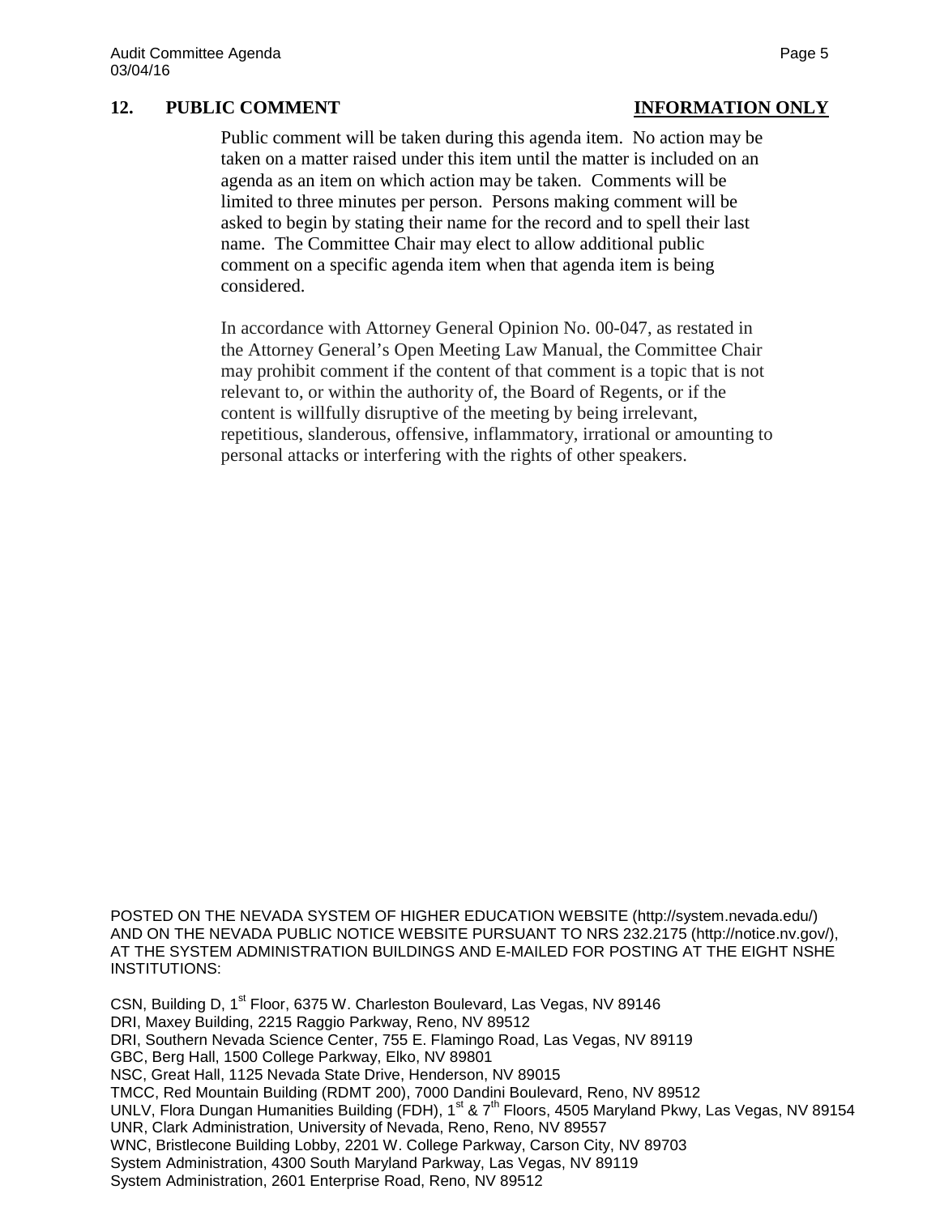**12. PUBLIC COMMENT** **INFORMATION ONLY**

Public comment will be taken during this agenda item. No action may be taken on a matter raised under this item until the matter is included on an agenda as an item on which action may be taken. Comments will be limited to three minutes per person. Persons making comment will be asked to begin by stating their name for the record and to spell their last name. The Committee Chair may elect to allow additional public comment on a specific agenda item when that agenda item is being considered.

In accordance with Attorney General Opinion No. 00-047, as restated in the Attorney General's Open Meeting Law Manual, the Committee Chair may prohibit comment if the content of that comment is a topic that is not relevant to, or within the authority of, the Board of Regents, or if the content is willfully disruptive of the meeting by being irrelevant, repetitious, slanderous, offensive, inflammatory, irrational or amounting to personal attacks or interfering with the rights of other speakers.

POSTED ON THE NEVADA SYSTEM OF HIGHER EDUCATION WEBSITE (http://system.nevada.edu/) AND ON THE NEVADA PUBLIC NOTICE WEBSITE PURSUANT TO NRS 232.2175 (http://notice.nv.gov/), AT THE SYSTEM ADMINISTRATION BUILDINGS AND E-MAILED FOR POSTING AT THE EIGHT NSHE INSTITUTIONS:

CSN, Building D, 1st Floor, 6375 W. Charleston Boulevard, Las Vegas, NV 89146
DRI, Maxey Building, 2215 Raggio Parkway, Reno, NV 89512
DRI, Southern Nevada Science Center, 755 E. Flamingo Road, Las Vegas, NV 89119
GBC, Berg Hall, 1500 College Parkway, Elko, NV 89801
NSC, Great Hall, 1125 Nevada State Drive, Henderson, NV 89015
TMCC, Red Mountain Building (RDMT 200), 7000 Dandini Boulevard, Reno, NV 89512
UNLV, Flora Dungan Humanities Building (FDH), 1st & 7th Floors, 4505 Maryland Pkwy, Las Vegas, NV 89154
UNR, Clark Administration, University of Nevada, Reno, Reno, NV 89557
WNC, Bristlecone Building Lobby, 2201 W. College Parkway, Carson City, NV 89703
System Administration, 4300 South Maryland Parkway, Las Vegas, NV 89119
System Administration, 2601 Enterprise Road, Reno, NV 89512